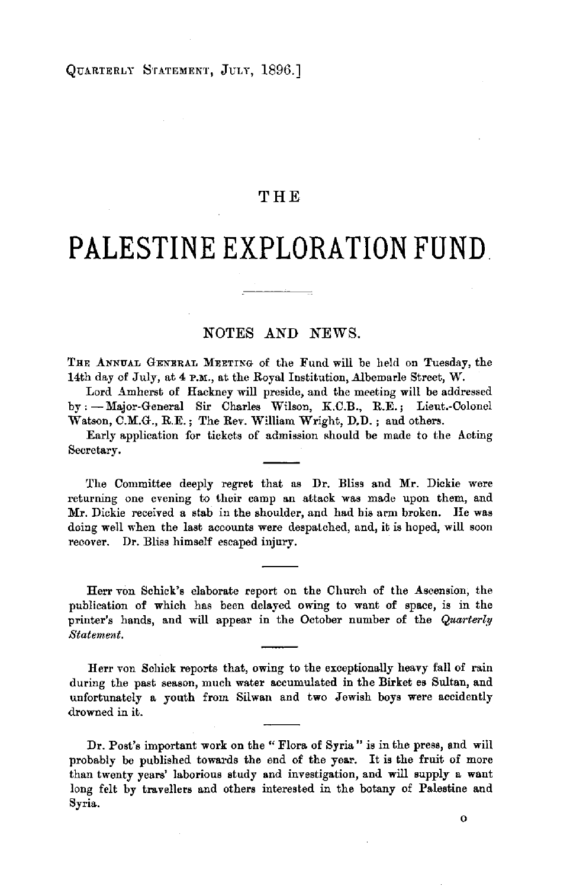# THE

# PALESTINE EXPLORATION FUND.

## NOTES AND NEWS.

THE ANNUAL GENERAL MEETING of the Fund will be held on Tuesday, the 14th day of July, at 4 P.M., at the Royal Institution, Albemarle Street, W.

Lord Amherst of Hackney will preside, and the meeting will be addressed by: — Major-General Sir Charles Wilson, K.C.B., R.E.; Lieut.-Colonel Watson, C.M.G., R.E.; The Rev. William Wright, D.D.; and others.

Early application for tickets of admission should be made to the Acting Secretary.

---

The Committee deeply regret that as Dr. Bliss and Mr. Dickie were returning one evening to their camp an attack was made upon them, and Mr. Dickie received a stab in the shoulder, and had his arm broken. He was doing well when the last accounts were despatched, and, it is hoped, will soon recover. Dr. Bliss himself escaped injury.

---

Herr von Schick's elaborate report on the Church of the Ascension, the publication of which has been delayed owing to want of space, is in the printer's hands, and will appear in the October number of the *Quarterly Statement*.

---

Herr von Schick reports that, owing to the exceptionally heavy fall of rain during the past season, much water accumulated in the Birket es Sultan, and unfortunately a youth from Silwan and two Jewish boys were accidently drowned in it.

---

Dr. Post's important work on the "Flora of Syria" is in the press, and will probably be published towards the end of the year. It is the fruit of more than twenty years' laborious study and investigation, and will supply a want long felt by travellers and others interested in the botany of Palestine and Syria.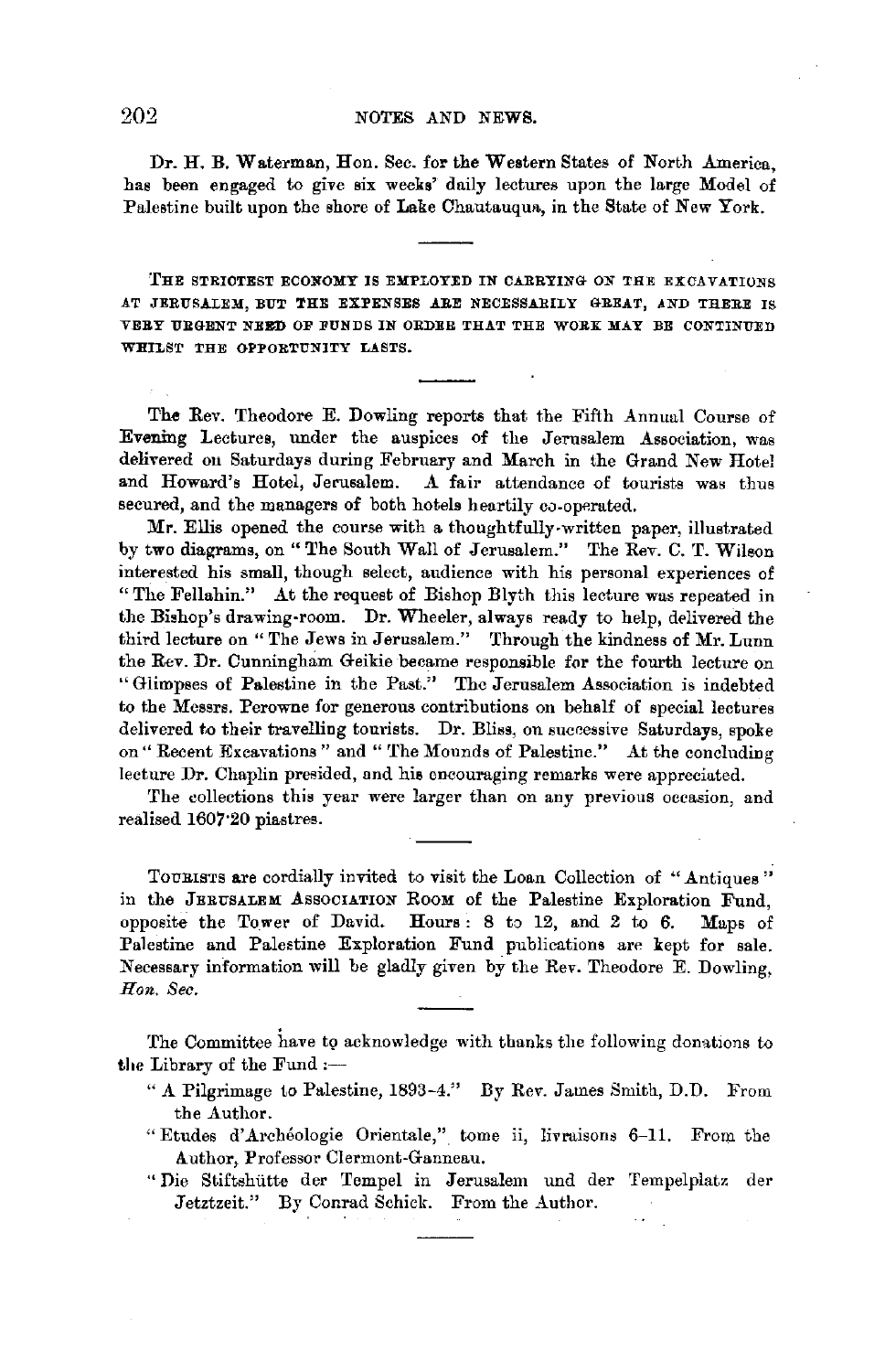Dr. H. B. Waterman, Hon. Sec. for the Western States of North America, has been engaged to give six weeks' daily lectures upon the large Model of Palestine built upon the shore of Lake Chautauqua, in the State of New York.

---

THE STRICTEST ECONOMY IS EMPLOYED IN CARRYING ON THE EXCAVATIONS AT JERUSALEM, BUT THE EXPENSES ARE NECESSARILY GREAT, AND THERE IS VERY URGENT NEED OF FUNDS IN ORDER THAT THE WORK MAY BE CONTINUED WHILST THE OPPORTUNITY LASTS.

---

The Rev. Theodore E. Dowling reports that the Fifth Annual Course of Evening Lectures, under the auspices of the Jerusalem Association, was delivered on Saturdays during February and March in the Grand New Hotel and Howard's Hotel, Jerusalem. A fair attendance of tourists was thus secured, and the managers of both hotels heartily co-operated.

Mr. Ellis opened the course with a thoughtfully-written paper, illustrated by two diagrams, on "The South Wall of Jerusalem." The Rev. C. T. Wilson interested his small, though select, audience with his personal experiences of "The Fellahin." At the request of Bishop Blyth this lecture was repeated in the Bishop's drawing-room. Dr. Wheeler, always ready to help, delivered the third lecture on "The Jews in Jerusalem." Through the kindness of Mr. Lunn the Rev. Dr. Cunningham Geikie became responsible for the fourth lecture on "Glimpses of Palestine in the Past." The Jerusalem Association is indebted to the Messrs. Perowne for generous contributions on behalf of special lectures delivered to their travelling tourists. Dr. Bliss, on successive Saturdays, spoke on "Recent Excavations" and "The Mounds of Palestine." At the concluding lecture Dr. Chaplin presided, and his encouraging remarks were appreciated.

The collections this year were larger than on any previous occasion, and realised 1607·20 piastres.

---

TOURISTS are cordially invited to visit the Loan Collection of "Antiques" in the JERUSALEM ASSOCIATION ROOM of the Palestine Exploration Fund, opposite the Tower of David. Hours: 8 to 12, and 2 to 6. Maps of Palestine and Palestine Exploration Fund publications are kept for sale. Necessary information will be gladly given by the Rev. Theodore E. Dowling, *Hon. Sec.*

---

The Committee have to acknowledge with thanks the following donations to the Library of the Fund:—

- "A Pilgrimage to Palestine, 1893-4." By Rev. James Smith, D.D. From the Author.
- "Etudes d'Archéologie Orientale," tome ii, livraisons 6–11. From the Author, Professor Clermont-Ganneau.
- "Die Stiftshütte der Tempel in Jerusalem und der Tempelplatz der Jetztzeit." By Conrad Schick. From the Author.

---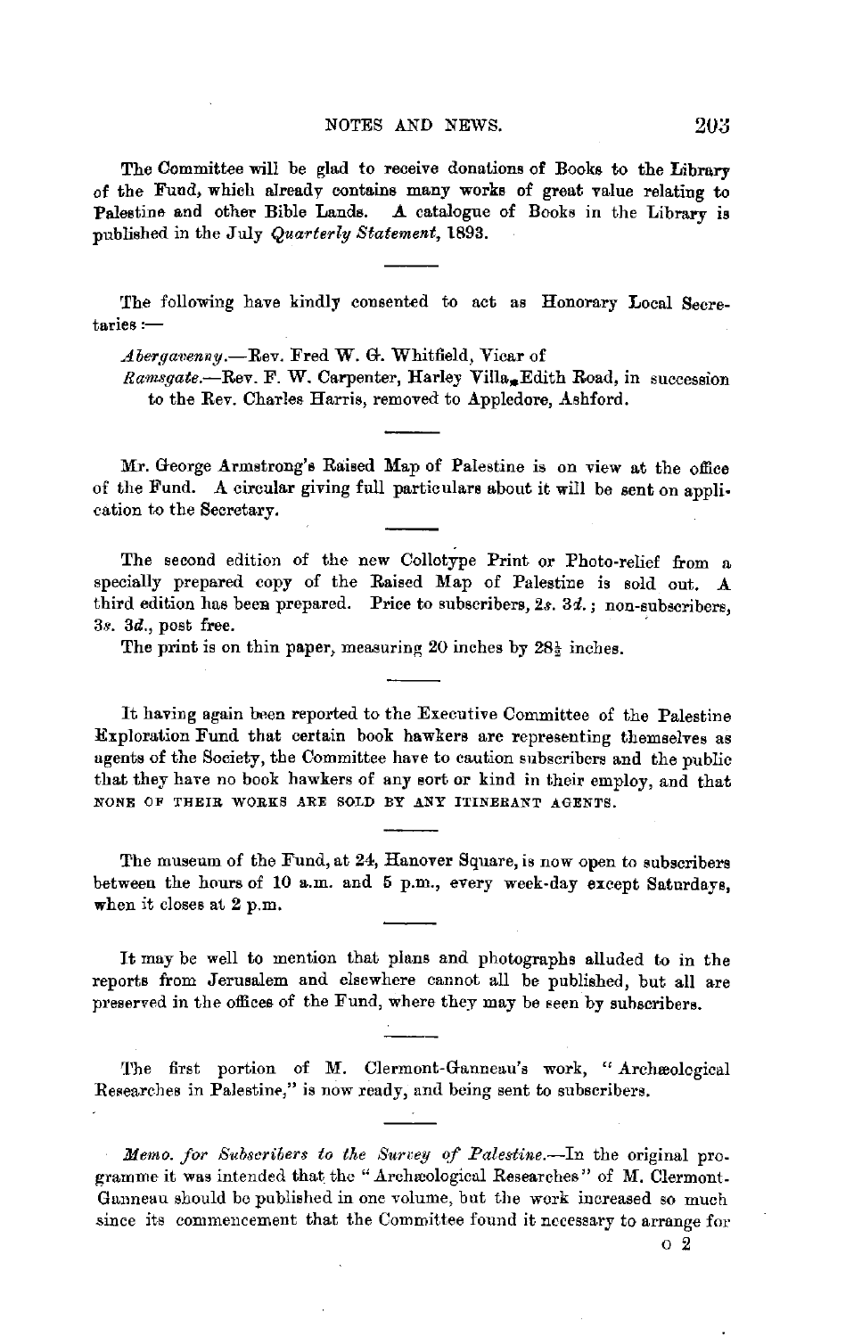The Committee will be glad to receive donations of Books to the Library of the Fund, which already contains many works of great value relating to Palestine and other Bible Lands. A catalogue of Books in the Library is published in the July *Quarterly Statement*, 1893.

---

The following have kindly consented to act as Honorary Local Secretaries:—

*Abergavenny.*—Rev. Fred W. G. Whitfield, Vicar of

*Ramsgate.*—Rev. F. W. Carpenter, Harley Villa, Edith Road, in succession to the Rev. Charles Harris, removed to Appledore, Ashford.

---

Mr. George Armstrong's Raised Map of Palestine is on view at the office of the Fund. A circular giving full particulars about it will be sent on application to the Secretary.

---

The second edition of the new Collotype Print or Photo-relief from a specially prepared copy of the Raised Map of Palestine is sold out. A third edition has been prepared. Price to subscribers, 2*s.* 3*d.*; non-subscribers, 3*s.* 3*d.*, post free.

The print is on thin paper, measuring 20 inches by 28½ inches.

---

It having again been reported to the Executive Committee of the Palestine Exploration Fund that certain book hawkers are representing themselves as agents of the Society, the Committee have to caution subscribers and the public that they have no book hawkers of any sort or kind in their employ, and that NONE OF THEIR WORKS ARE SOLD BY ANY ITINERANT AGENTS.

---

The museum of the Fund, at 24, Hanover Square, is now open to subscribers between the hours of 10 a.m. and 5 p.m., every week-day except Saturdays, when it closes at 2 p.m.

---

It may be well to mention that plans and photographs alluded to in the reports from Jerusalem and elsewhere cannot all be published, but all are preserved in the offices of the Fund, where they may be seen by subscribers.

---

The first portion of M. Clermont-Ganneau's work, "Archæological Researches in Palestine," is now ready, and being sent to subscribers.

---

*Memo. for Subscribers to the Survey of Palestine.*—In the original programme it was intended that the "Archæological Researches" of M. Clermont-Ganneau should be published in one volume, but the work increased so much since its commencement that the Committee found it necessary to arrange for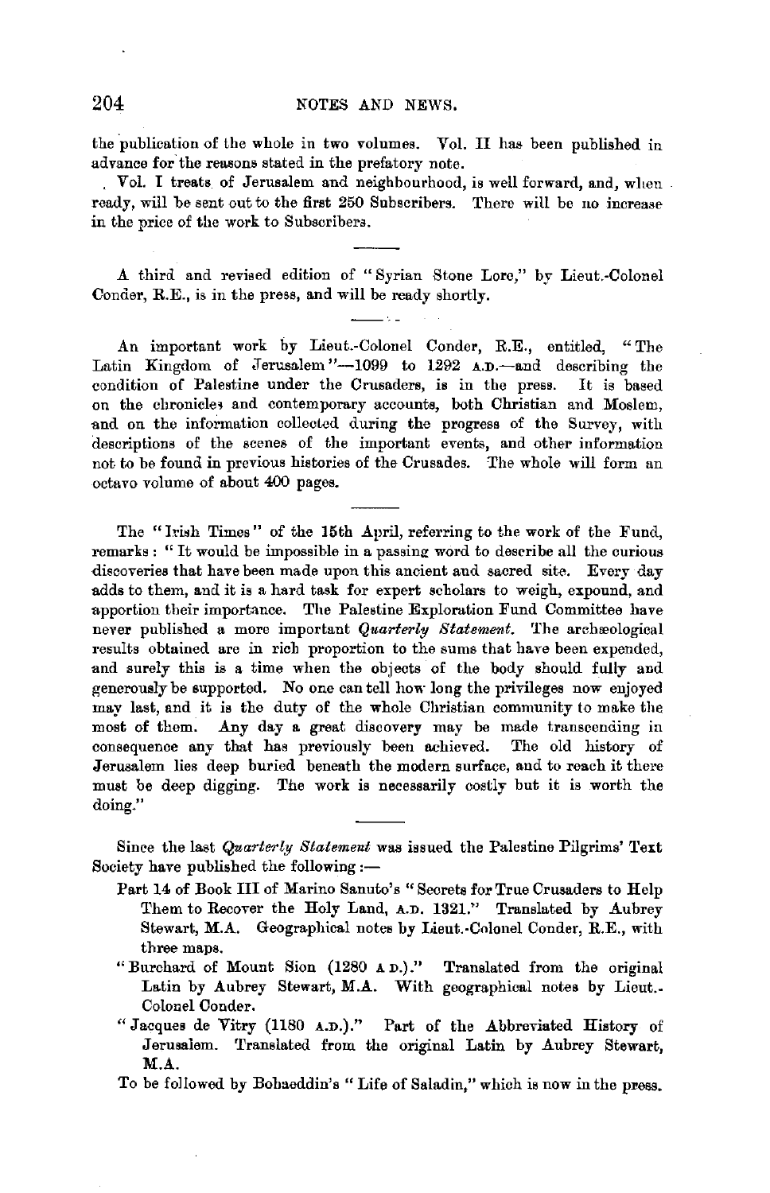the publication of the whole in two volumes. Vol. II has been published in advance for the reasons stated in the prefatory note.

Vol. I treats of Jerusalem and neighbourhood, is well forward, and, when ready, will be sent out to the first 250 Subscribers. There will be no increase in the price of the work to Subscribers.

---

A third and revised edition of "Syrian Stone Lore," by Lieut.-Colonel Conder, R.E., is in the press, and will be ready shortly.

---

An important work by Lieut.-Colonel Conder, R.E., entitled, "The Latin Kingdom of Jerusalem"—1099 to 1292 A.D.—and describing the condition of Palestine under the Crusaders, is in the press. It is based on the chronicles and contemporary accounts, both Christian and Moslem, and on the information collected during the progress of the Survey, with descriptions of the scenes of the important events, and other information not to be found in previous histories of the Crusades. The whole will form an octavo volume of about 400 pages.

---

The "Irish Times" of the 15th April, referring to the work of the Fund, remarks: "It would be impossible in a passing word to describe all the curious discoveries that have been made upon this ancient and sacred site. Every day adds to them, and it is a hard task for expert scholars to weigh, expound, and apportion their importance. The Palestine Exploration Fund Committee have never published a more important *Quarterly Statement*. The archæological results obtained are in rich proportion to the sums that have been expended, and surely this is a time when the objects of the body should fully and generously be supported. No one can tell how long the privileges now enjoyed may last, and it is the duty of the whole Christian community to make the most of them. Any day a great discovery may be made transcending in consequence any that has previously been achieved. The old history of Jerusalem lies deep buried beneath the modern surface, and to reach it there must be deep digging. The work is necessarily costly but it is worth the doing."

---

Since the last *Quarterly Statement* was issued the Palestine Pilgrims' Text Society have published the following:—

- Part 14 of Book III of Marino Sanuto's "Secrets for True Crusaders to Help Them to Recover the Holy Land, A.D. 1321." Translated by Aubrey Stewart, M.A. Geographical notes by Lieut.-Colonel Conder, R.E., with three maps.
- "Burchard of Mount Sion (1280 A.D.)." Translated from the original Latin by Aubrey Stewart, M.A. With geographical notes by Lieut.-Colonel Conder.
- "Jacques de Vitry (1180 A.D.)." Part of the Abbreviated History of Jerusalem. Translated from the original Latin by Aubrey Stewart, M.A.

To be followed by Bohaeddin's "Life of Saladin," which is now in the press.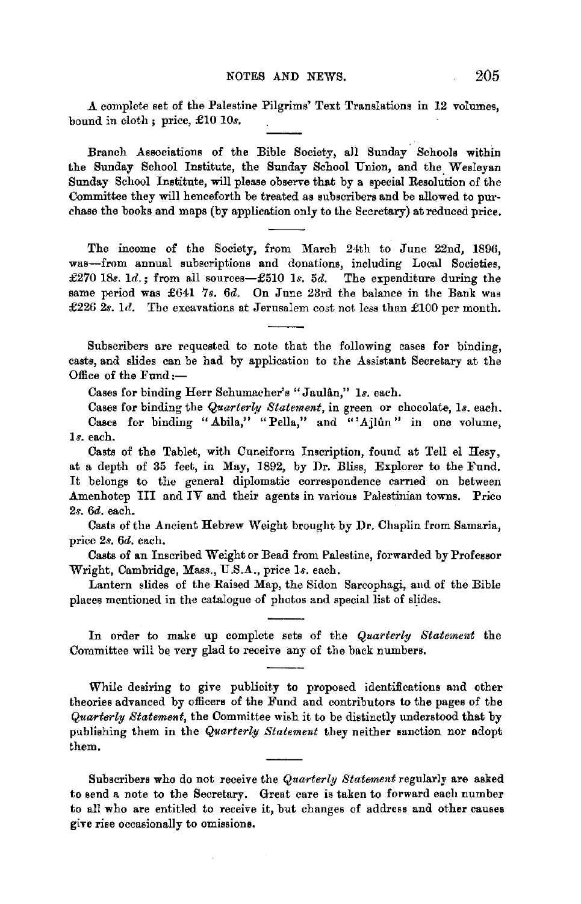A complete set of the Palestine Pilgrims' Text Translations in 12 volumes, bound in cloth; price, £10 10*s.*

---

Branch Associations of the Bible Society, all Sunday Schools within the Sunday School Institute, the Sunday School Union, and the Wesleyan Sunday School Institute, will please observe that by a special Resolution of the Committee they will henceforth be treated as subscribers and be allowed to purchase the books and maps (by application only to the Secretary) at reduced price.

---

The income of the Society, from March 24th to June 22nd, 1896, was—from annual subscriptions and donations, including Local Societies, £270 18*s.* 1*d.*; from all sources—£510 1*s.* 5*d.* The expenditure during the same period was £641 7*s.* 6*d.* On June 23rd the balance in the Bank was £226 2*s.* 1*d.* The excavations at Jerusalem cost not less than £100 per month.

---

Subscribers are requested to note that the following cases for binding, casts, and slides can be had by application to the Assistant Secretary at the Office of the Fund:—

Cases for binding Herr Schumacher's "Jaulân," 1*s.* each.

Cases for binding the *Quarterly Statement*, in green or chocolate, 1*s.* each.

Cases for binding "Abila," "Pella," and "'Ajlûn" in one volume, 1*s.* each.

Casts of the Tablet, with Cuneiform Inscription, found at Tell el Hesy, at a depth of 35 feet, in May, 1892, by Dr. Bliss, Explorer to the Fund. It belongs to the general diplomatic correspondence carried on between Amenhotep III and IV and their agents in various Palestinian towns. Price 2*s.* 6*d.* each.

Casts of the Ancient Hebrew Weight brought by Dr. Chaplin from Samaria, price 2*s.* 6*d.* each.

Casts of an Inscribed Weight or Bead from Palestine, forwarded by Professor Wright, Cambridge, Mass., U.S.A., price 1*s.* each.

Lantern slides of the Raised Map, the Sidon Sarcophagi, and of the Bible places mentioned in the catalogue of photos and special list of slides.

---

In order to make up complete sets of the *Quarterly Statement* the Committee will be very glad to receive any of the back numbers.

---

While desiring to give publicity to proposed identifications and other theories advanced by officers of the Fund and contributors to the pages of the *Quarterly Statement*, the Committee wish it to be distinctly understood that by publishing them in the *Quarterly Statement* they neither sanction nor adopt them.

---

Subscribers who do not receive the *Quarterly Statement* regularly are asked to send a note to the Secretary. Great care is taken to forward each number to all who are entitled to receive it, but changes of address and other causes give rise occasionally to omissions.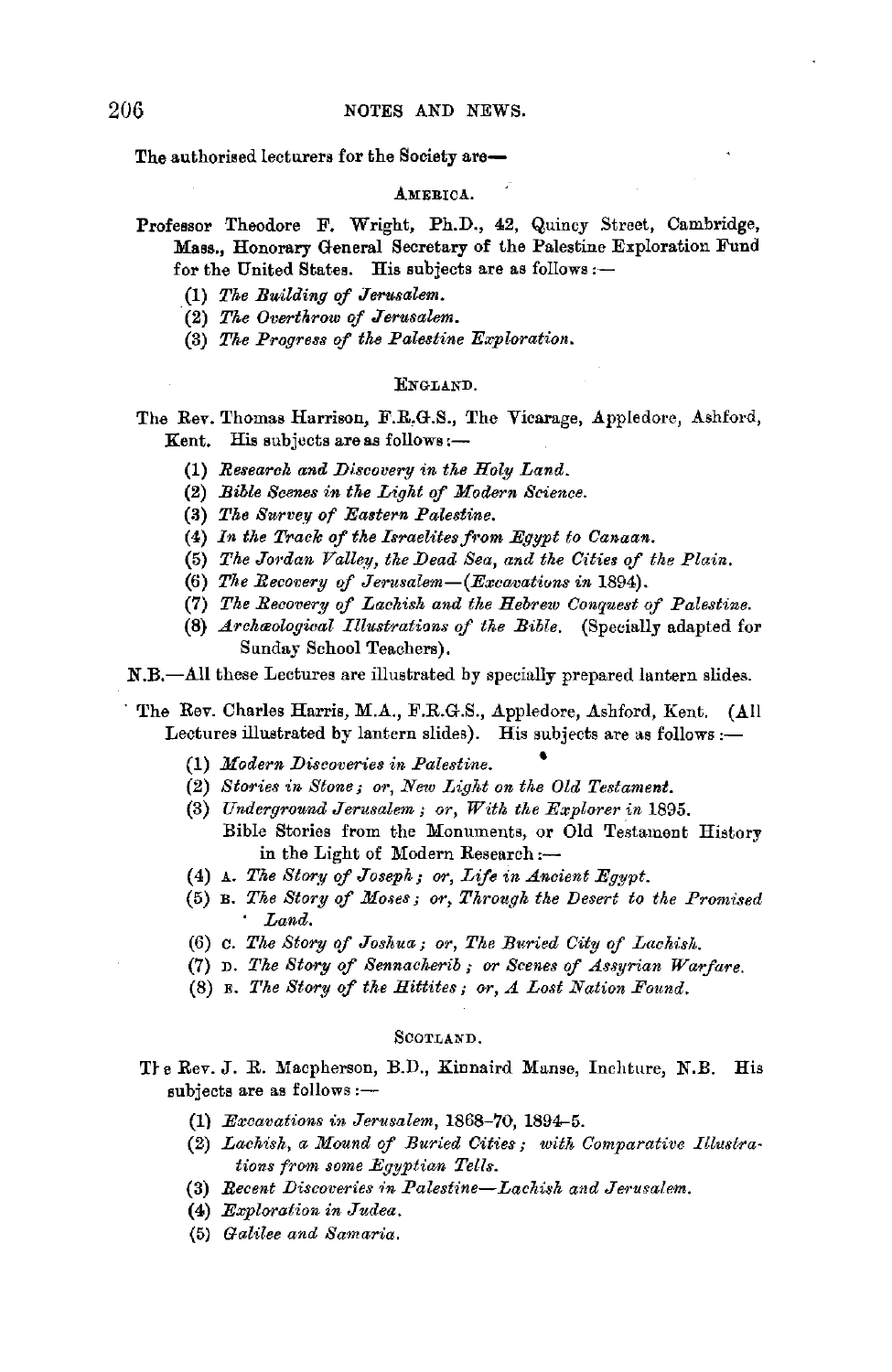The authorised lecturers for the Society are—

## AMERICA.

Professor Theodore F. Wright, Ph.D., 42, Quincy Street, Cambridge, Mass., Honorary General Secretary of the Palestine Exploration Fund for the United States. His subjects are as follows:—

(1) *The Building of Jerusalem.*
(2) *The Overthrow of Jerusalem.*
(3) *The Progress of the Palestine Exploration.*

## ENGLAND.

The Rev. Thomas Harrison, F.R.G.S., The Vicarage, Appledore, Ashford, Kent. His subjects are as follows:—

(1) *Research and Discovery in the Holy Land.*
(2) *Bible Scenes in the Light of Modern Science.*
(3) *The Survey of Eastern Palestine.*
(4) *In the Track of the Israelites from Egypt to Canaan.*
(5) *The Jordan Valley, the Dead Sea, and the Cities of the Plain.*
(6) *The Recovery of Jerusalem—(Excavations in 1894).*
(7) *The Recovery of Lachish and the Hebrew Conquest of Palestine.*
(8) *Archæological Illustrations of the Bible.* (Specially adapted for Sunday School Teachers).

N.B.—All these Lectures are illustrated by specially prepared lantern slides.

The Rev. Charles Harris, M.A., F.R.G.S., Appledore, Ashford, Kent. (All Lectures illustrated by lantern slides). His subjects are as follows:—

(1) *Modern Discoveries in Palestine.*
(2) *Stories in Stone; or, New Light on the Old Testament.*
(3) *Underground Jerusalem; or, With the Explorer in 1895.*
Bible Stories from the Monuments, or Old Testament History in the Light of Modern Research:—
(4) A. *The Story of Joseph; or, Life in Ancient Egypt.*
(5) B. *The Story of Moses; or, Through the Desert to the Promised Land.*
(6) C. *The Story of Joshua; or, The Buried City of Lachish.*
(7) D. *The Story of Sennacherib; or Scenes of Assyrian Warfare.*
(8) E. *The Story of the Hittites; or, A Lost Nation Found.*

## SCOTLAND.

The Rev. J. R. Macpherson, B.D., Kinnaird Manse, Inchture, N.B. His subjects are as follows:—

(1) *Excavations in Jerusalem, 1868–70, 1894–5.*
(2) *Lachish, a Mound of Buried Cities; with Comparative Illustrations from some Egyptian Tells.*
(3) *Recent Discoveries in Palestine—Lachish and Jerusalem.*
(4) *Exploration in Judea.*
(5) *Galilee and Samaria.*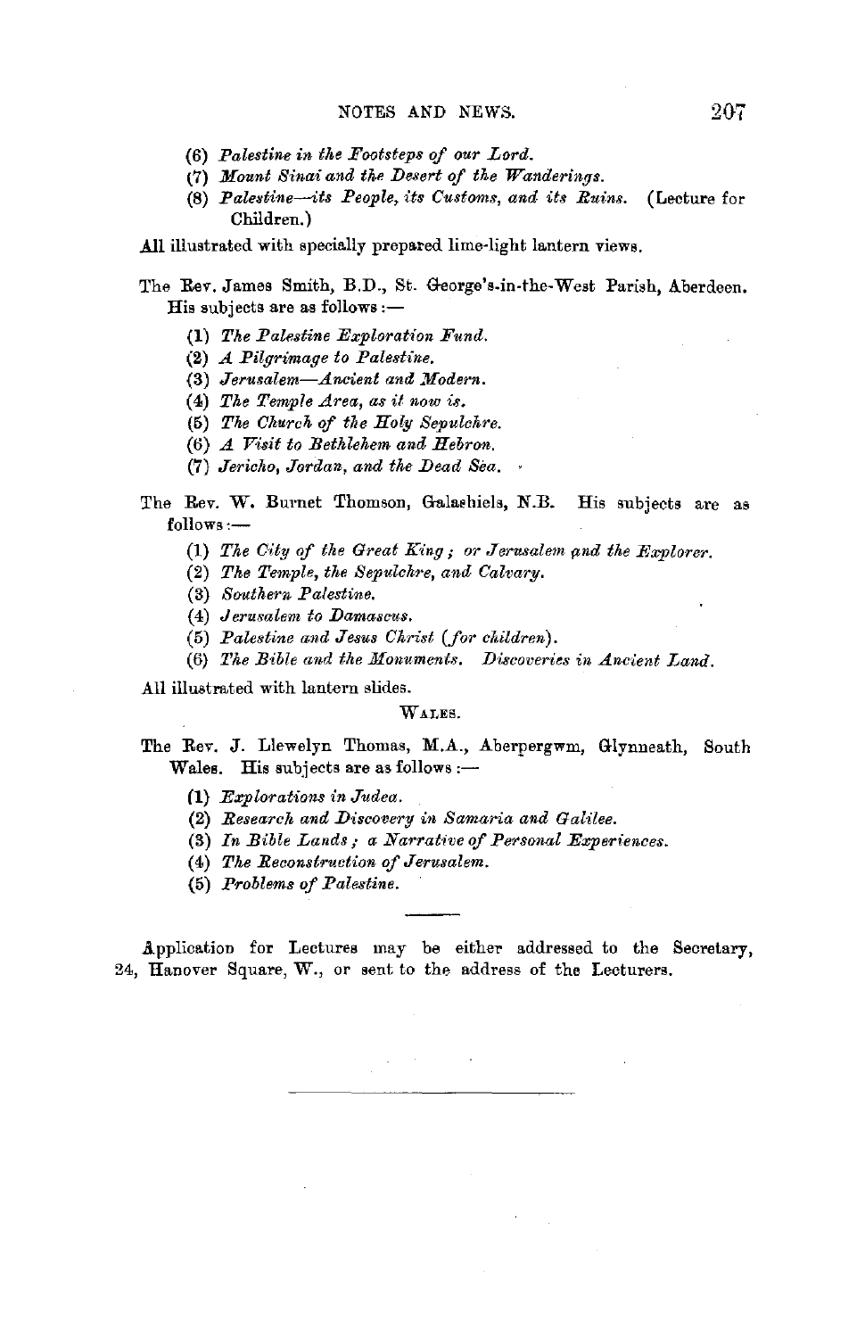(6) *Palestine in the Footsteps of our Lord.*
(7) *Mount Sinai and the Desert of the Wanderings.*
(8) *Palestine—its People, its Customs, and its Ruins.* (Lecture for Children.)

All illustrated with specially prepared lime-light lantern views.

The Rev. James Smith, B.D., St. George's-in-the-West Parish, Aberdeen. His subjects are as follows :—

(1) *The Palestine Exploration Fund.*
(2) *A Pilgrimage to Palestine.*
(3) *Jerusalem—Ancient and Modern.*
(4) *The Temple Area, as it now is.*
(5) *The Church of the Holy Sepulchre.*
(6) *A Visit to Bethlehem and Hebron.*
(7) *Jericho, Jordan, and the Dead Sea.*

The Rev. W. Burnet Thomson, Galashiels, N.B. His subjects are as follows :—

(1) *The City of the Great King; or Jerusalem and the Explorer.*
(2) *The Temple, the Sepulchre, and Calvary.*
(3) *Southern Palestine.*
(4) *Jerusalem to Damascus.*
(5) *Palestine and Jesus Christ (for children).*
(6) *The Bible and the Monuments. Discoveries in Ancient Land.*

All illustrated with lantern slides.

### WALES.

The Rev. J. Llewelyn Thomas, M.A., Aberpergwm, Glynneath, South Wales. His subjects are as follows :—

(1) *Explorations in Judea.*
(2) *Research and Discovery in Samaria and Galilee.*
(3) *In Bible Lands; a Narrative of Personal Experiences.*
(4) *The Reconstruction of Jerusalem.*
(5) *Problems of Palestine.*

---

Application for Lectures may be either addressed to the Secretary, 24, Hanover Square, W., or sent to the address of the Lecturers.